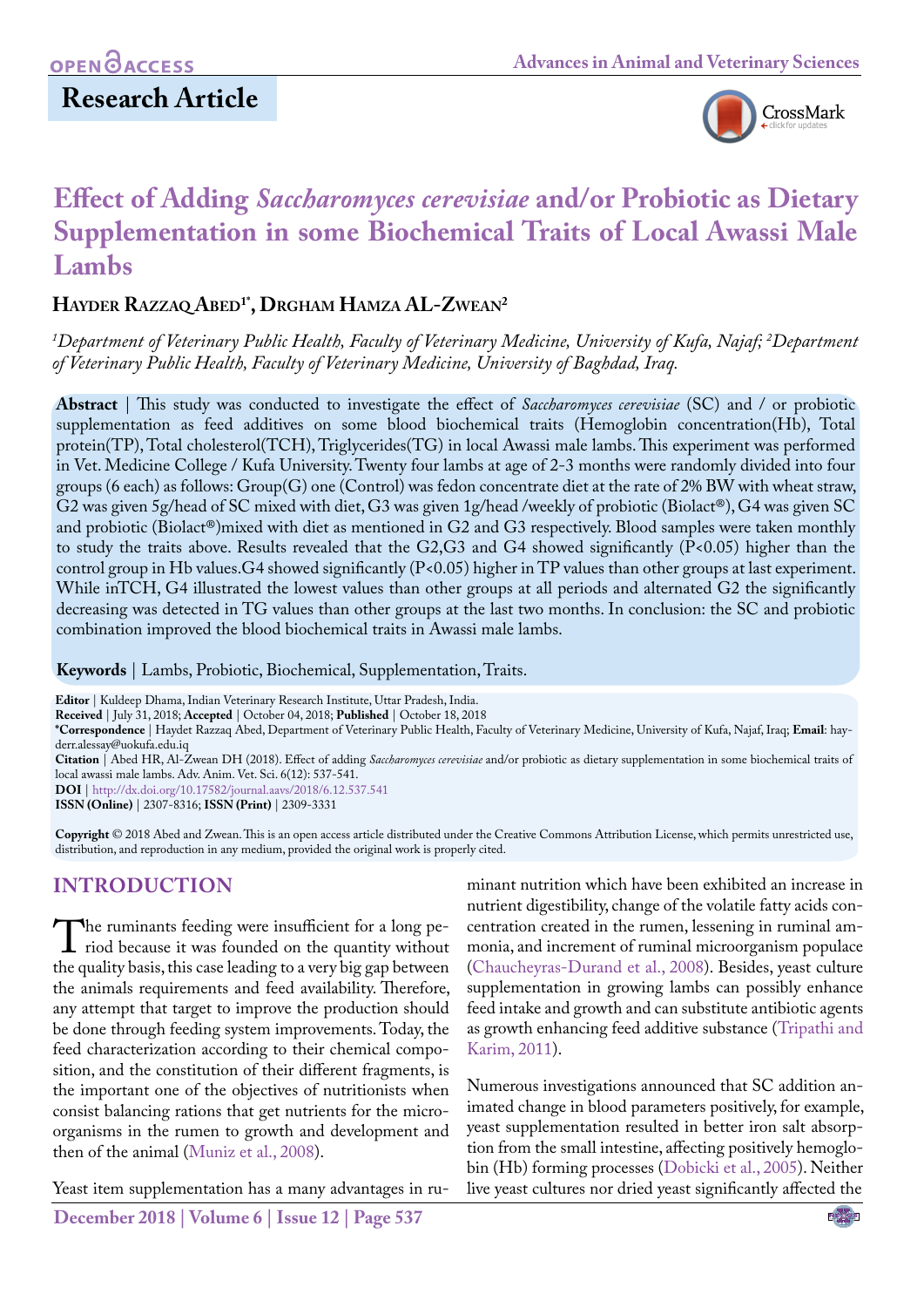Research Article

# Effect of Adding *Saccharomyces cerevisiae* and/or Probiotic as Dietary Supplementation in some Biochemical Traits of Local Awassi Male Lambs

**Hayder Razzaq Abed[1*], Drgham Hamza AL-Zwean[2]**

*[1]Department of Veterinary Public Health, Faculty of Veterinary Medicine, University of Kufa, Najaf; [2]Department of Veterinary Public Health, Faculty of Veterinary Medicine, University of Baghdad, Iraq.*

**Abstract** | This study was conducted to investigate the effect of *Saccharomyces cerevisiae* (SC) and / or probiotic supplementation as feed additives on some blood biochemical traits (Hemoglobin concentration(Hb), Total protein(TP), Total cholesterol(TCH), Triglycerides(TG) in local Awassi male lambs. This experiment was performed in Vet. Medicine College / Kufa University. Twenty four lambs at age of 2-3 months were randomly divided into four groups (6 each) as follows: Group(G) one (Control) was fedon concentrate diet at the rate of 2% BW with wheat straw, G2 was given 5g/head of SC mixed with diet, G3 was given 1g/head /weekly of probiotic (Biolact®), G4 was given SC and probiotic (Biolact®)mixed with diet as mentioned in G2 and G3 respectively. Blood samples were taken monthly to study the traits above. Results revealed that the G2,G3 and G4 showed significantly ($P<0.05$) higher than the control group in Hb values.G4 showed significantly ($P<0.05$) higher in TP values than other groups at last experiment. While inTCH, G4 illustrated the lowest values than other groups at all periods and alternated G2 the significantly decreasing was detected in TG values than other groups at the last two months. In conclusion: the SC and probiotic combination improved the blood biochemical traits in Awassi male lambs.

**Keywords** | Lambs, Probiotic, Biochemical, Supplementation, Traits.

**Editor** | Kuldeep Dhama, Indian Veterinary Research Institute, Uttar Pradesh, India.
**Received** | July 31, 2018; **Accepted** | October 04, 2018; **Published** | October 18, 2018
***Correspondence** | Haydet Razzaq Abed, Department of Veterinary Public Health, Faculty of Veterinary Medicine, University of Kufa, Najaf, Iraq; **Email**: hayderr.alessay@uokufa.edu.iq
**Citation** | Abed HR, Al-Zwean DH (2018). Effect of adding *Saccharomyces cerevisiae* and/or probiotic as dietary supplementation in some biochemical traits of local awassi male lambs. Adv. Anim. Vet. Sci. 6(12): 537-541.
**DOI** | http://dx.doi.org/10.17582/journal.aavs/2018/6.12.537.541
**ISSN (Online)** | 2307-8316; **ISSN (Print)** | 2309-3331

**Copyright** © 2018 Abed and Zwean. This is an open access article distributed under the Creative Commons Attribution License, which permits unrestricted use, distribution, and reproduction in any medium, provided the original work is properly cited.

## INTRODUCTION

The ruminants feeding were insufficient for a long period because it was founded on the quantity without the quality basis, this case leading to a very big gap between the animals requirements and feed availability. Therefore, any attempt that target to improve the production should be done through feeding system improvements. Today, the feed characterization according to their chemical composition, and the constitution of their different fragments, is the important one of the objectives of nutritionists when consist balancing rations that get nutrients for the microorganisms in the rumen to growth and development and then of the animal (Muniz et al., 2008).

Yeast item supplementation has a many advantages in ruminant nutrition which have been exhibited an increase in nutrient digestibility, change of the volatile fatty acids concentration created in the rumen, lessening in ruminal ammonia, and increment of ruminal microorganism populace (Chaucheyras-Durand et al., 2008). Besides, yeast culture supplementation in growing lambs can possibly enhance feed intake and growth and can substitute antibiotic agents as growth enhancing feed additive substance (Tripathi and Karim, 2011).

Numerous investigations announced that SC addition animated change in blood parameters positively, for example, yeast supplementation resulted in better iron salt absorption from the small intestine, affecting positively hemoglobin (Hb) forming processes (Dobicki et al., 2005). Neither live yeast cultures nor dried yeast significantly affected the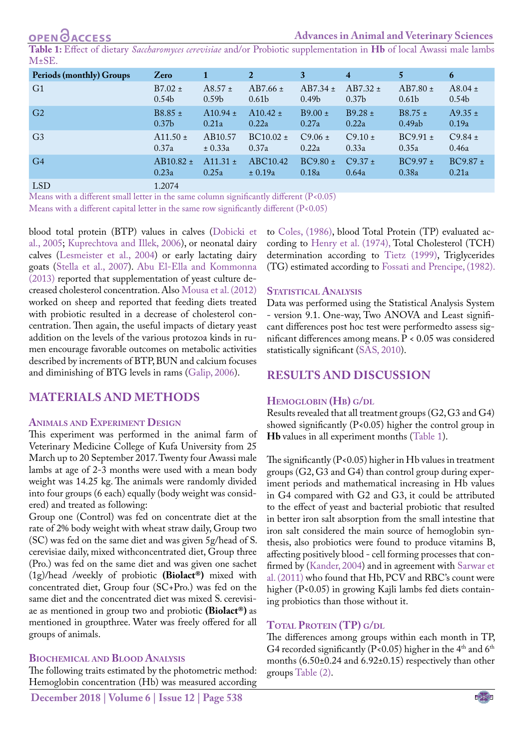**Table 1:** Effect of dietary *Saccharomyces cerevisiae* and/or Probiotic supplementation in **Hb** of local Awassi male lambs M±SE.

| Periods (monthly) Groups | Zero | 1 | 2 | 3 | 4 | 5 | 6 |
|---|---|---|---|---|---|---|---|
| G1 | B7.02 ± 0.54b | A8.57 ± 0.59b | AB7.66 ± 0.61b | AB7.34 ± 0.49b | AB7.32 ± 0.37b | AB7.80 ± 0.61b | A8.04 ± 0.54b |
| G2 | B8.85 ± 0.37b | A10.94 ± 0.21a | A10.42 ± 0.22a | B9.00 ± 0.27a | B9.28 ± 0.22a | B8.75 ± 0.49ab | A9.35 ± 0.19a |
| G3 | A11.50 ± 0.37a | AB10.57 ± 0.33a | BC10.02 ± 0.37a | C9.06 ± 0.22a | C9.10 ± 0.33a | BC9.91 ± 0.35a | C9.84 ± 0.46a |
| G4 | AB10.82 ± 0.23a | A11.31 ± 0.25a | ABC10.42 ± 0.19a | BC9.80 ± 0.18a | C9.37 ± 0.64a | BC9.97 ± 0.38a | BC9.87 ± 0.21a |
| LSD | 1.2074 | | | | | | |

Means with a different small letter in the same column significantly different (P<0.05)

Means with a different capital letter in the same row significantly different (P<0.05)

blood total protein (BTP) values in calves (Dobicki et al., 2005; Kuprechtova and Illek, 2006), or neonatal dairy calves (Lesmeister et al., 2004) or early lactating dairy goats (Stella et al., 2007). Abu El-Ella and Kommonna (2013) reported that supplementation of yeast culture decreased cholesterol concentration. Also Mousa et al. (2012) worked on sheep and reported that feeding diets treated with probiotic resulted in a decrease of cholesterol concentration. Then again, the useful impacts of dietary yeast addition on the levels of the various protozoa kinds in rumen encourage favorable outcomes on metabolic activities described by increments of BTP, BUN and calcium focuses and diminishing of BTG levels in rams (Galip, 2006).

## MATERIALS AND METHODS

### Animals and Experiment Design

This experiment was performed in the animal farm of Veterinary Medicine College of Kufa University from 25 March up to 20 September 2017. Twenty four Awassi male lambs at age of 2-3 months were used with a mean body weight was 14.25 kg. The animals were randomly divided into four groups (6 each) equally (body weight was considered) and treated as following:

Group one (Control) was fed on concentrate diet at the rate of 2% body weight with wheat straw daily, Group two (SC) was fed on the same diet and was given 5g/head of S. cerevisiae daily, mixed withconcentrated diet, Group three (Pro.) was fed on the same diet and was given one sachet (1g)/head /weekly of probiotic **(Biolact®)** mixed with concentrated diet, Group four (SC+Pro.) was fed on the same diet and the concentrated diet was mixed S. cerevisiae as mentioned in group two and probiotic **(Biolact®)** as mentioned in groupthree. Water was freely offered for all groups of animals.

### Biochemical and Blood Analysis

The following traits estimated by the photometric method: Hemoglobin concentration (Hb) was measured according to Coles, (1986), blood Total Protein (TP) evaluated according to Henry et al. (1974), Total Cholesterol (TCH) determination according to Tietz (1999), Triglycerides (TG) estimated according to Fossati and Prencipe, (1982).

### Statistical Analysis

Data was performed using the Statistical Analysis System - version 9.1. One-way, Two ANOVA and Least significant differences post hoc test were performedto assess significant differences among means. P < 0.05 was considered statistically significant (SAS, 2010).

## RESULTS AND DISCUSSION

### Hemoglobin (Hb) g/dl

Results revealed that all treatment groups (G2, G3 and G4) showed significantly (P<0.05) higher the control group in **Hb** values in all experiment months (Table 1).

The significantly (P<0.05) higher in Hb values in treatment groups (G2, G3 and G4) than control group during experiment periods and mathematical increasing in Hb values in G4 compared with G2 and G3, it could be attributed to the effect of yeast and bacterial probiotic that resulted in better iron salt absorption from the small intestine that iron salt considered the main source of hemoglobin synthesis, also probiotics were found to produce vitamins B, affecting positively blood - cell forming processes that confirmed by (Kander, 2004) and in agreement with Sarwar et al. (2011) who found that Hb, PCV and RBC's count were higher (P<0.05) in growing Kajli lambs fed diets containing probiotics than those without it.

### Total Protein (TP) g/dl

The differences among groups within each month in TP, G4 recorded significantly (P<0.05) higher in the 4th and 6th months (6.50±0.24 and 6.92±0.15) respectively than other groups Table (2).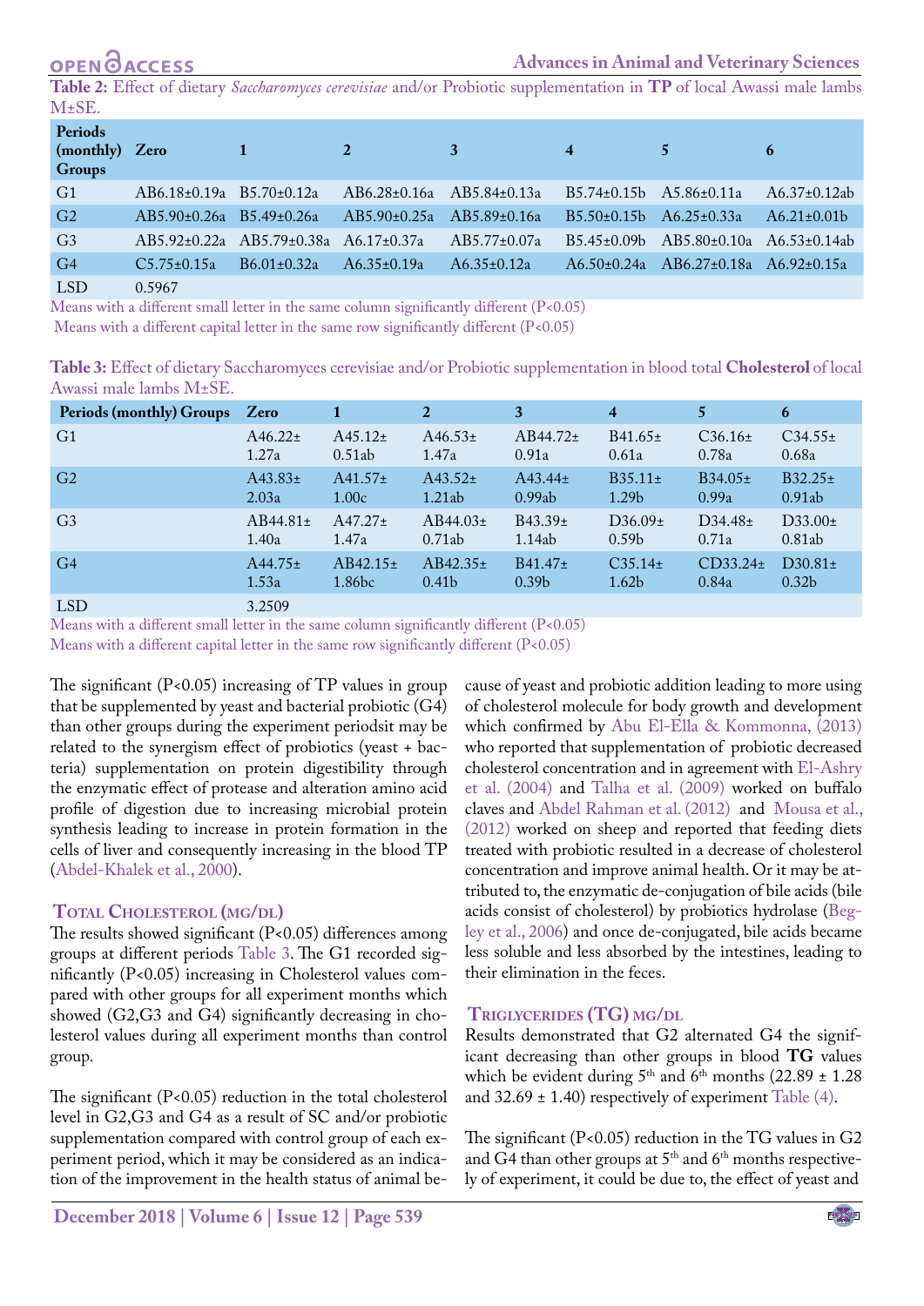**Table 2:** Effect of dietary *Saccharomyces cerevisiae* and/or Probiotic supplementation in **TP** of local Awassi male lambs M±SE.

| Periods (monthly) Groups | Zero | 1 | 2 | 3 | 4 | 5 | 6 |
|---|---|---|---|---|---|---|---|
| G1 | AB6.18±0.19a | B5.70±0.12a | AB6.28±0.16a | AB5.84±0.13a | B5.74±0.15b | A5.86±0.11a | A6.37±0.12ab |
| G2 | AB5.90±0.26a | B5.49±0.26a | AB5.90±0.25a | AB5.89±0.16a | B5.50±0.15b | A6.25±0.33a | A6.21±0.01b |
| G3 | AB5.92±0.22a | AB5.79±0.38a | A6.17±0.37a | AB5.77±0.07a | B5.45±0.09b | AB5.80±0.10a | A6.53±0.14ab |
| G4 | C5.75±0.15a | B6.01±0.32a | A6.35±0.19a | A6.35±0.12a | A6.50±0.24a | AB6.27±0.18a | A6.92±0.15a |
| LSD | 0.5967 | | | | | | |

Means with a different small letter in the same column significantly different (P<0.05)
Means with a different capital letter in the same row significantly different (P<0.05)

**Table 3:** Effect of dietary Saccharomyces cerevisiae and/or Probiotic supplementation in blood total **Cholesterol** of local Awassi male lambs M±SE.

| Periods (monthly) Groups | Zero | 1 | 2 | 3 | 4 | 5 | 6 |
|---|---|---|---|---|---|---|---|
| G1 | A46.22± 1.27a | A45.12± 0.51ab | A46.53± 1.47a | AB44.72± 0.91a | B41.65± 0.61a | C36.16± 0.78a | C34.55± 0.68a |
| G2 | A43.83± 2.03a | A41.57± 1.00c | A43.52± 1.21ab | A43.44± 0.99ab | B35.11± 1.29b | B34.05± 0.99a | B32.25± 0.91ab |
| G3 | AB44.81± 1.40a | A47.27± 1.47a | AB44.03± 0.71ab | B43.39± 1.14ab | D36.09± 0.59b | D34.48± 0.71a | D33.00± 0.81ab |
| G4 | A44.75± 1.53a | AB42.15± 1.86bc | AB42.35± 0.41b | B41.47± 0.39b | C35.14± 1.62b | CD33.24± 0.84a | D30.81± 0.32b |
| LSD | 3.2509 | | | | | | |

Means with a different small letter in the same column significantly different (P<0.05)
Means with a different capital letter in the same row significantly different (P<0.05)

The significant (P<0.05) increasing of TP values in group that be supplemented by yeast and bacterial probiotic (G4) than other groups during the experiment periodsit may be related to the synergism effect of probiotics (yeast + bacteria) supplementation on protein digestibility through the enzymatic effect of protease and alteration amino acid profile of digestion due to increasing microbial protein synthesis leading to increase in protein formation in the cells of liver and consequently increasing in the blood TP (Abdel-Khalek et al., 2000).

## Total Cholesterol (mg/dl)

The results showed significant (P<0.05) differences among groups at different periods Table 3. The G1 recorded significantly (P<0.05) increasing in Cholesterol values compared with other groups for all experiment months which showed (G2,G3 and G4) significantly decreasing in cholesterol values during all experiment months than control group.

The significant (P<0.05) reduction in the total cholesterol level in G2,G3 and G4 as a result of SC and/or probiotic supplementation compared with control group of each experiment period, which it may be considered as an indication of the improvement in the health status of animal because of yeast and probiotic addition leading to more using of cholesterol molecule for body growth and development which confirmed by Abu El-Ella & Kommonna, (2013) who reported that supplementation of probiotic decreased cholesterol concentration and in agreement with El-Ashry et al. (2004) and Talha et al. (2009) worked on buffalo claves and Abdel Rahman et al. (2012) and Mousa et al., (2012) worked on sheep and reported that feeding diets treated with probiotic resulted in a decrease of cholesterol concentration and improve animal health. Or it may be attributed to, the enzymatic de-conjugation of bile acids (bile acids consist of cholesterol) by probiotics hydrolase (Begley et al., 2006) and once de-conjugated, bile acids became less soluble and less absorbed by the intestines, leading to their elimination in the feces.

## Triglycerides (TG) mg/dl

Results demonstrated that G2 alternated G4 the significant decreasing than other groups in blood **TG** values which be evident during 5th and 6th months (22.89 ± 1.28 and 32.69 ± 1.40) respectively of experiment Table (4).

The significant (P<0.05) reduction in the TG values in G2 and G4 than other groups at 5th and 6th months respectively of experiment, it could be due to, the effect of yeast and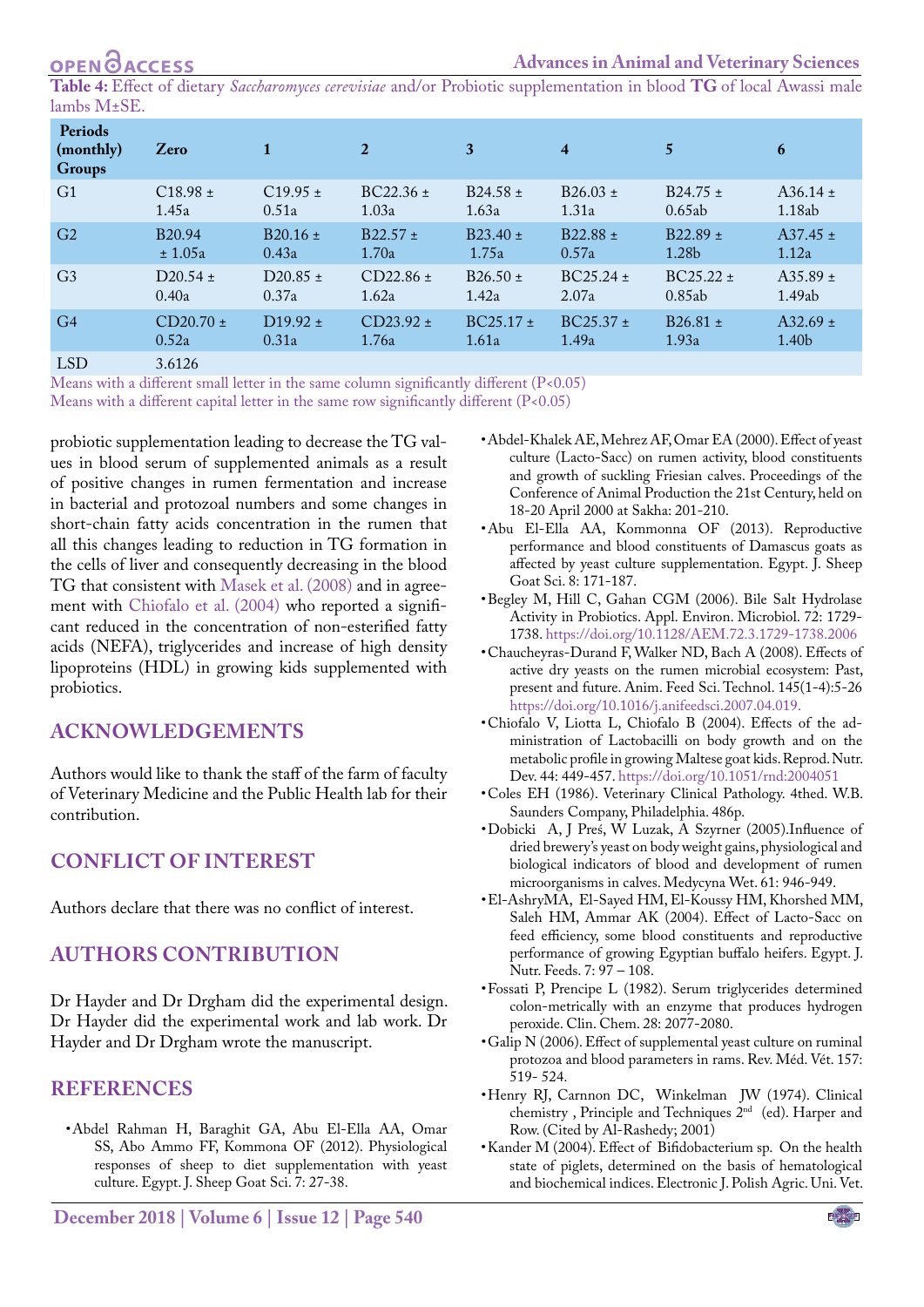**Table 4:** Effect of dietary *Saccharomyces cerevisiae* and/or Probiotic supplementation in blood **TG** of local Awassi male lambs M±SE.

| Periods (monthly) Groups | Zero | 1 | 2 | 3 | 4 | 5 | 6 |
|---|---|---|---|---|---|---|---|
| G1 | C18.98 ± 1.45a | C19.95 ± 0.51a | BC22.36 ± 1.03a | B24.58 ± 1.63a | B26.03 ± 1.31a | B24.75 ± 0.65ab | A36.14 ± 1.18ab |
| G2 | B20.94 ± 1.05a | B20.16 ± 0.43a | B22.57 ± 1.70a | B23.40 ± 1.75a | B22.88 ± 0.57a | B22.89 ± 1.28b | A37.45 ± 1.12a |
| G3 | D20.54 ± 0.40a | D20.85 ± 0.37a | CD22.86 ± 1.62a | B26.50 ± 1.42a | BC25.24 ± 2.07a | BC25.22 ± 0.85ab | A35.89 ± 1.49ab |
| G4 | CD20.70 ± 0.52a | D19.92 ± 0.31a | CD23.92 ± 1.76a | BC25.17 ± 1.61a | BC25.37 ± 1.49a | B26.81 ± 1.93a | A32.69 ± 1.40b |
| LSD | 3.6126 | | | | | | |

Means with a different small letter in the same column significantly different (P<0.05)
Means with a different capital letter in the same row significantly different (P<0.05)

probiotic supplementation leading to decrease the TG values in blood serum of supplemented animals as a result of positive changes in rumen fermentation and increase in bacterial and protozoal numbers and some changes in short-chain fatty acids concentration in the rumen that all this changes leading to reduction in TG formation in the cells of liver and consequently decreasing in the blood TG that consistent with Masek et al. (2008) and in agreement with Chiofalo et al. (2004) who reported a significant reduced in the concentration of non-esterified fatty acids (NEFA), triglycerides and increase of high density lipoproteins (HDL) in growing kids supplemented with probiotics.

## ACKNOWLEDGEMENTS

Authors would like to thank the staff of the farm of faculty of Veterinary Medicine and the Public Health lab for their contribution.

## CONFLICT OF INTEREST

Authors declare that there was no conflict of interest.

## AUTHORS CONTRIBUTION

Dr Hayder and Dr Drgham did the experimental design. Dr Hayder did the experimental work and lab work. Dr Hayder and Dr Drgham wrote the manuscript.

## REFERENCES

- Abdel Rahman H, Baraghit GA, Abu El-Ella AA, Omar SS, Abo Ammo FF, Kommona OF (2012). Physiological responses of sheep to diet supplementation with yeast culture. Egypt. J. Sheep Goat Sci. 7: 27-38.
- Abdel-Khalek AE, Mehrez AF, Omar EA (2000). Effect of yeast culture (Lacto-Sacc) on rumen activity, blood constituents and growth of suckling Friesian calves. Proceedings of the Conference of Animal Production the 21st Century, held on 18-20 April 2000 at Sakha: 201-210.
- Abu El-Ella AA, Kommonna OF (2013). Reproductive performance and blood constituents of Damascus goats as affected by yeast culture supplementation. Egypt. J. Sheep Goat Sci. 8: 171-187.
- Begley M, Hill C, Gahan CGM (2006). Bile Salt Hydrolase Activity in Probiotics. Appl. Environ. Microbiol. 72: 1729-1738. https://doi.org/10.1128/AEM.72.3.1729-1738.2006
- Chaucheyras-Durand F, Walker ND, Bach A (2008). Effects of active dry yeasts on the rumen microbial ecosystem: Past, present and future. Anim. Feed Sci. Technol. 145(1-4):5-26 https://doi.org/10.1016/j.anifeedsci.2007.04.019.
- Chiofalo V, Liotta L, Chiofalo B (2004). Effects of the administration of Lactobacilli on body growth and on the metabolic profile in growing Maltese goat kids. Reprod. Nutr. Dev. 44: 449-457. https://doi.org/10.1051/rnd:2004051
- Coles EH (1986). Veterinary Clinical Pathology. 4thed. W.B. Saunders Company, Philadelphia. 486p.
- Dobicki A, J Preś, W Luzak, A Szyrner (2005).Influence of dried brewery's yeast on body weight gains, physiological and biological indicators of blood and development of rumen microorganisms in calves. Medycyna Wet. 61: 946-949.
- El-AshryMA, El-Sayed HM, El-Koussy HM, Khorshed MM, Saleh HM, Ammar AK (2004). Effect of Lacto-Sacc on feed efficiency, some blood constituents and reproductive performance of growing Egyptian buffalo heifers. Egypt. J. Nutr. Feeds. 7: 97 – 108.
- Fossati P, Prencipe L (1982). Serum triglycerides determined colon-metrically with an enzyme that produces hydrogen peroxide. Clin. Chem. 28: 2077-2080.
- Galip N (2006). Effect of supplemental yeast culture on ruminal protozoa and blood parameters in rams. Rev. Méd. Vét. 157: 519- 524.
- Henry RJ, Carnnon DC, Winkelman JW (1974). Clinical chemistry , Principle and Techniques 2nd (ed). Harper and Row. (Cited by Al-Rashedy; 2001)
- Kander M (2004). Effect of Bifidobacterium sp. On the health state of piglets, determined on the basis of hematological and biochemical indices. Electronic J. Polish Agric. Uni. Vet.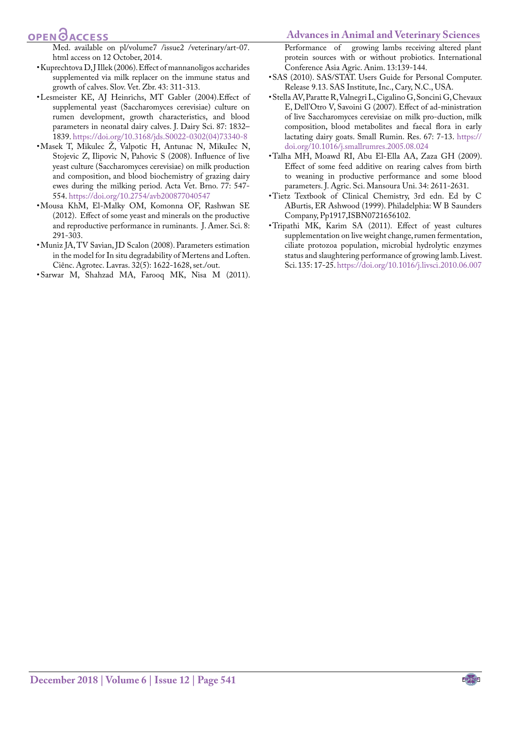Med. available on pl/volume7 /issue2 /veterinary/art-07. html access on 12 October, 2014.

- Kuprechtova D, J Illek (2006). Effect of mannanoligos accharides supplemented via milk replacer on the immune status and growth of calves. Slov. Vet. Zbr. 43: 311-313.
- Lesmeister KE, AJ Heinrichs, MT Gabler (2004).Effect of supplemental yeast (Saccharomyces cerevisiae) culture on rumen development, growth characteristics, and blood parameters in neonatal dairy calves. J. Dairy Sci. 87: 1832–1839. https://doi.org/10.3168/jds.S0022-0302(04)73340-8
- Masek T, Mikulec Ž, Valpotic H, Antunac N, MikuIec N, Stojevic Z, Ilipovic N, Pahovic S (2008). Influence of live yeast culture (Saccharomyces cerevisiae) on milk production and composition, and blood biochemistry of grazing dairy ewes during the milking period. Acta Vet. Brno. 77: 547-554. https://doi.org/10.2754/avb200877040547
- Mousa KhM, El-Malky OM, Komonna OF, Rashwan SE (2012). Effect of some yeast and minerals on the productive and reproductive performance in ruminants. J. Amer. Sci. 8: 291-303.
- Muniz JA, TV Savian, JD Scalon (2008). Parameters estimation in the model for In situ degradability of Mertens and Loften. Ciênc. Agrotec. Lavras. 32(5): 1622-1628, set./out.
- Sarwar M, Shahzad MA, Farooq MK, Nisa M (2011). Performance of growing lambs receiving altered plant protein sources with or without probiotics. International Conference Asia Agric. Anim. 13:139-144.
- SAS (2010). SAS/STAT. Users Guide for Personal Computer. Release 9.13. SAS Institute, Inc., Cary, N.C., USA.
- Stella AV, Paratte R, Valnegri L, Cigalino G, Soncini G, Chevaux E, Dell'Otro V, Savoini G (2007). Effect of ad-ministration of live Saccharomyces cerevisiae on milk pro-duction, milk composition, blood metabolites and faecal flora in early lactating dairy goats. Small Rumin. Res. 67: 7-13. https://doi.org/10.1016/j.smallrumres.2005.08.024
- Talha MH, Moawd RI, Abu El-Ella AA, Zaza GH (2009). Effect of some feed additive on rearing calves from birth to weaning in productive performance and some blood parameters. J. Agric. Sci. Mansoura Uni. 34: 2611-2631.
- Tietz Textbook of Clinical Chemistry, 3rd edn. Ed by C ABurtis, ER Ashwood (1999). Philadelphia: W B Saunders Company, Pp1917,ISBN0721656102.
- Tripathi MK, Karim SA (2011). Effect of yeast cultures supplementation on live weight change, rumen fermentation, ciliate protozoa population, microbial hydrolytic enzymes status and slaughtering performance of growing lamb. Livest. Sci. 135: 17-25. https://doi.org/10.1016/j.livsci.2010.06.007